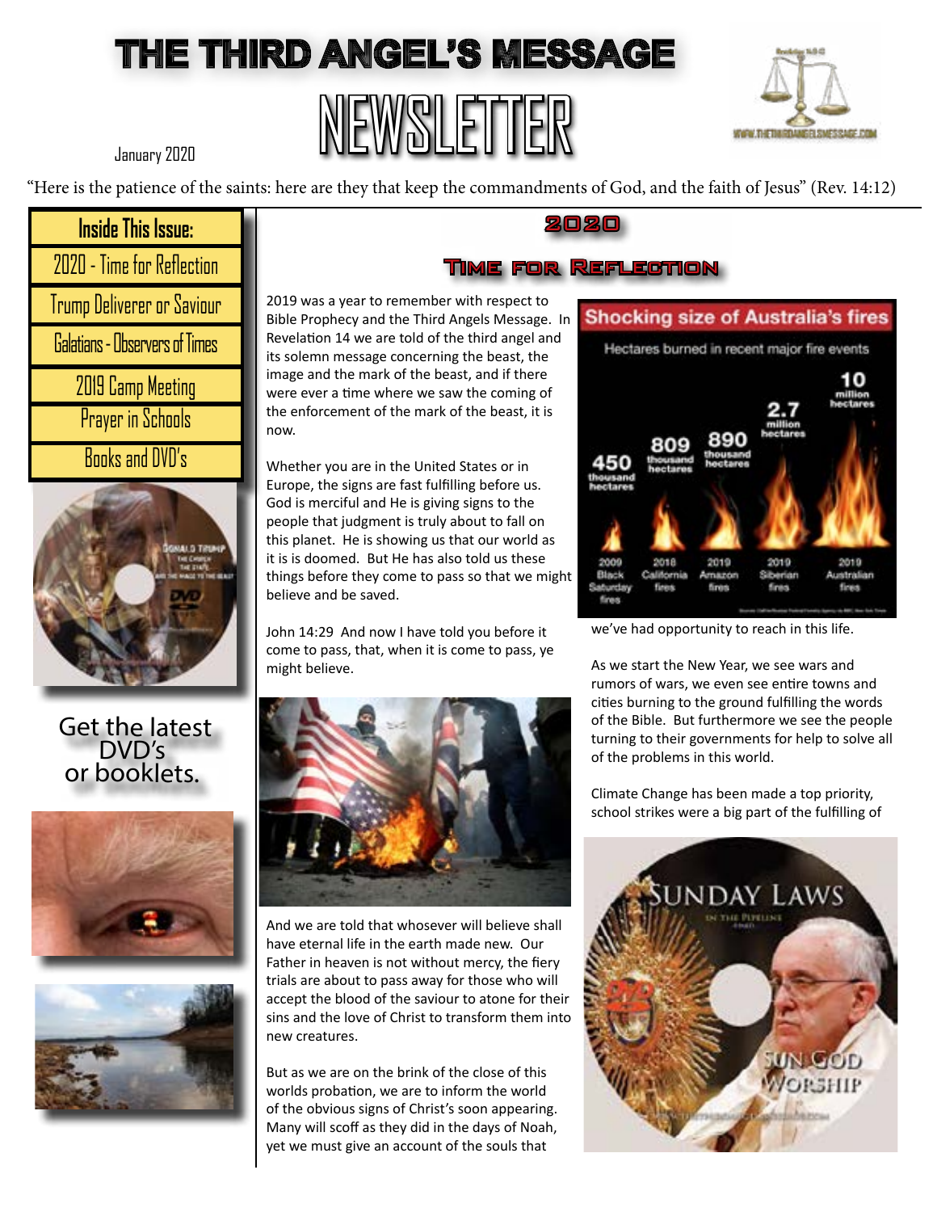# THE THIRD ANGEL'S MESSAGE NEWSLETTER

January 2020

"Here is the patience of the saints: here are they that keep the commandments of God, and the faith of Jesus" (Rev. 14:12)

**Inside This Issue:**

- 2020 - Time for Reflection
- Trump Deliverer or Saviour
- Galatians - Observers of Times
- 2019 Camp Meeting
- Prayer in Schools
- Books and DVD's

Get the latest DVD's or booklets.

## 2020

## Time for Reflection

2019 was a year to remember with respect to Bible Prophecy and the Third Angels Message. In Revelation 14 we are told of the third angel and its solemn message concerning the beast, the image and the mark of the beast, and if there were ever a time where we saw the coming of the enforcement of the mark of the beast, it is now.

Whether you are in the United States or in Europe, the signs are fast fulfilling before us. God is merciful and He is giving signs to the people that judgment is truly about to fall on this planet. He is showing us that our world as it is is doomed. But He has also told us these things before they come to pass so that we might believe and be saved.

John 14:29 And now I have told you before it come to pass, that, when it is come to pass, ye might believe.

And we are told that whosever will believe shall have eternal life in the earth made new. Our Father in heaven is not without mercy, the fiery trials are about to pass away for those who will accept the blood of the saviour to atone for their sins and the love of Christ to transform them into new creatures.

But as we are on the brink of the close of this worlds probation, we are to inform the world of the obvious signs of Christ's soon appearing. Many will scoff as they did in the days of Noah, yet we must give an account of the souls that we've had opportunity to reach in this life.

As we start the New Year, we see wars and rumors of wars, we even see entire towns and cities burning to the ground fulfilling the words of the Bible. But furthermore we see the people turning to their governments for help to solve all of the problems in this world.

Climate Change has been made a top priority, school strikes were a big part of the fulfilling of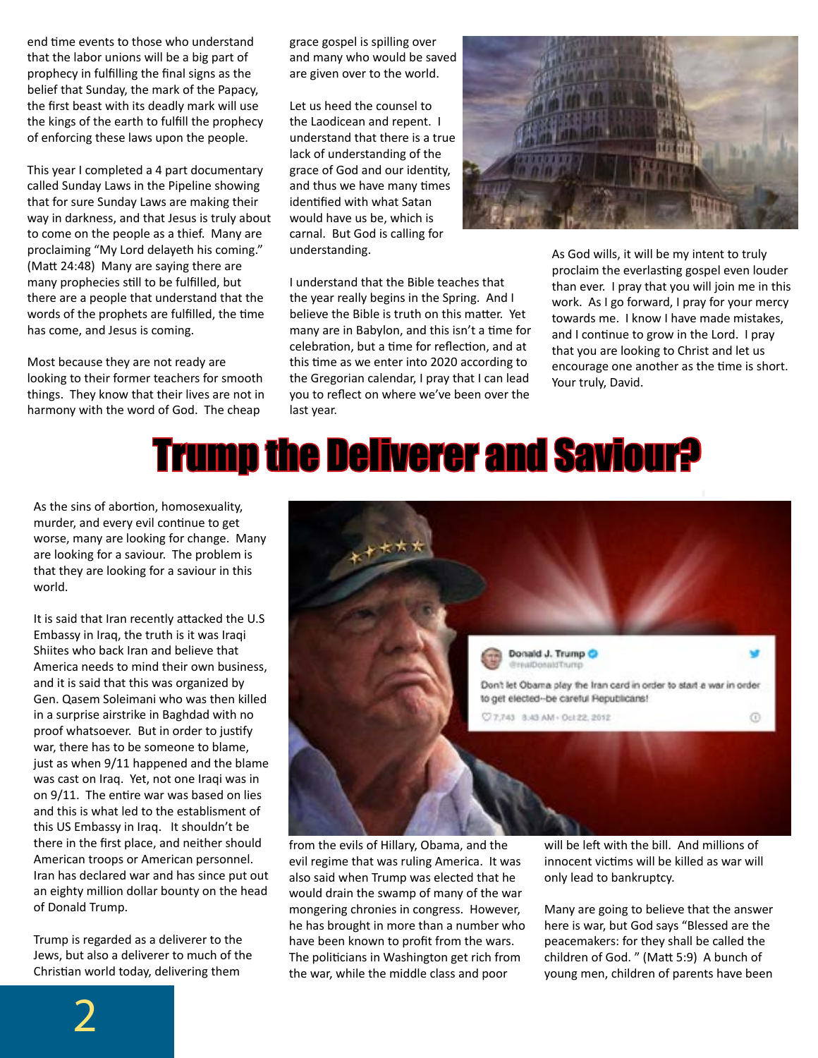end time events to those who understand that the labor unions will be a big part of prophecy in fulfilling the final signs as the belief that Sunday, the mark of the Papacy, the first beast with its deadly mark will use the kings of the earth to fulfill the prophecy of enforcing these laws upon the people.

This year I completed a 4 part documentary called Sunday Laws in the Pipeline showing that for sure Sunday Laws are making their way in darkness, and that Jesus is truly about to come on the people as a thief. Many are proclaiming "My Lord delayeth his coming." (Matt 24:48) Many are saying there are many prophecies still to be fulfilled, but there are a people that understand that the words of the prophets are fulfilled, the time has come, and Jesus is coming.

Most because they are not ready are looking to their former teachers for smooth things. They know that their lives are not in harmony with the word of God. The cheap grace gospel is spilling over and many who would be saved are given over to the world.

Let us heed the counsel to the Laodicean and repent. I understand that there is a true lack of understanding of the grace of God and our identity, and thus we have many times identified with what Satan would have us be, which is carnal. But God is calling for understanding.

I understand that the Bible teaches that the year really begins in the Spring. And I believe the Bible is truth on this matter. Yet many are in Babylon, and this isn't a time for celebration, but a time for reflection, and at this time as we enter into 2020 according to the Gregorian calendar, I pray that I can lead you to reflect on where we've been over the last year.

As God wills, it will be my intent to truly proclaim the everlasting gospel even louder than ever. I pray that you will join me in this work. As I go forward, I pray for your mercy towards me. I know I have made mistakes, and I continue to grow in the Lord. I pray that you are looking to Christ and let us encourage one another as the time is short. Your truly, David.

# Trump the Deliverer and Saviour?

As the sins of abortion, homosexuality, murder, and every evil continue to get worse, many are looking for change. Many are looking for a saviour. The problem is that they are looking for a saviour in this world.

It is said that Iran recently attacked the U.S Embassy in Iraq, the truth is it was Iraqi Shiites who back Iran and believe that America needs to mind their own business, and it is said that this was organized by Gen. Qasem Soleimani who was then killed in a surprise airstrike in Baghdad with no proof whatsoever. But in order to justify war, there has to be someone to blame, just as when 9/11 happened and the blame was cast on Iraq. Yet, not one Iraqi was in on 9/11. The entire war was based on lies and this is what led to the establishment of this US Embassy in Iraq. It shouldn't be there in the first place, and neither should American troops or American personnel. Iran has declared war and has since put out an eighty million dollar bounty on the head of Donald Trump.

Trump is regarded as a deliverer to the Jews, but also a deliverer to much of the Christian world today, delivering them from the evils of Hillary, Obama, and the evil regime that was ruling America. It was also said when Trump was elected that he would drain the swamp of many of the war mongering chronies in congress. However, he has brought in more than a number who have been known to profit from the wars. The politicians in Washington get rich from the war, while the middle class and poor will be left with the bill. And millions of innocent victims will be killed as war will only lead to bankruptcy.

Many are going to believe that the answer here is war, but God says "Blessed are the peacemakers: for they shall be called the children of God. " (Matt 5:9) A bunch of young men, children of parents have been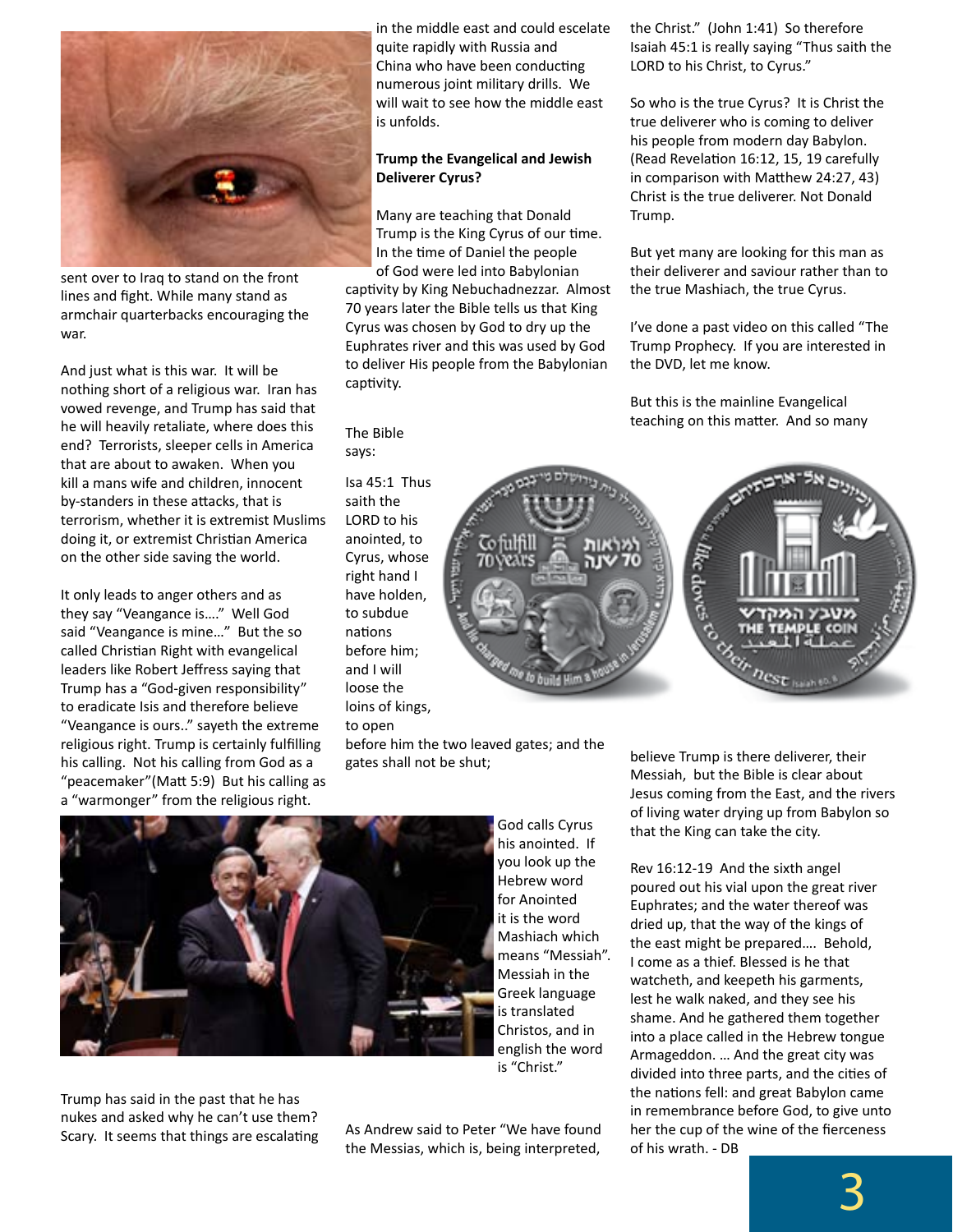sent over to Iraq to stand on the front lines and fight. While many stand as armchair quarterbacks encouraging the war.

And just what is this war. It will be nothing short of a religious war. Iran has vowed revenge, and Trump has said that he will heavily retaliate, where does this end? Terrorists, sleeper cells in America that are about to awaken. When you kill a mans wife and children, innocent by-standers in these attacks, that is terrorism, whether it is extremist Muslims doing it, or extremist Christian America on the other side saving the world.

It only leads to anger others and as they say "Veangance is…." Well God said "Veangance is mine…" But the so called Christian Right with evangelical leaders like Robert Jeffress saying that Trump has a "God-given responsibility" to eradicate Isis and therefore believe "Veangance is ours.." sayeth the extreme religious right. Trump is certainly fulfilling his calling. Not his calling from God as a "peacemaker"(Matt 5:9) But his calling as a "warmonger" from the religious right.

Trump has said in the past that he has nukes and asked why he can't use them? Scary. It seems that things are escalating in the middle east and could escelate quite rapidly with Russia and China who have been conducting numerous joint military drills. We will wait to see how the middle east is unfolds.

**Trump the Evangelical and Jewish Deliverer Cyrus?**

Many are teaching that Donald Trump is the King Cyrus of our time. In the time of Daniel the people of God were led into Babylonian captivity by King Nebuchadnezzar. Almost 70 years later the Bible tells us that King Cyrus was chosen by God to dry up the Euphrates river and this was used by God to deliver His people from the Babylonian captivity.

The Bible says:

Isa 45:1 Thus saith the LORD to his anointed, to Cyrus, whose right hand I have holden, to subdue nations before him; and I will loose the loins of kings, to open before him the two leaved gates; and the gates shall not be shut;

God calls Cyrus his anointed. If you look up the Hebrew word for Anointed it is the word Mashiach which means "Messiah". Messiah in the Greek language is translated Christos, and in english the word is "Christ."

As Andrew said to Peter "We have found the Messias, which is, being interpreted, the Christ." (John 1:41) So therefore Isaiah 45:1 is really saying "Thus saith the LORD to his Christ, to Cyrus."

So who is the true Cyrus? It is Christ the true deliverer who is coming to deliver his people from modern day Babylon. (Read Revelation 16:12, 15, 19 carefully in comparison with Matthew 24:27, 43) Christ is the true deliverer. Not Donald Trump.

But yet many are looking for this man as their deliverer and saviour rather than to the true Mashiach, the true Cyrus.

I've done a past video on this called "The Trump Prophecy. If you are interested in the DVD, let me know.

But this is the mainline Evangelical teaching on this matter. And so many believe Trump is there deliverer, their Messiah, but the Bible is clear about Jesus coming from the East, and the rivers of living water drying up from Babylon so that the King can take the city.

Rev 16:12-19 And the sixth angel poured out his vial upon the great river Euphrates; and the water thereof was dried up, that the way of the kings of the east might be prepared…. Behold, I come as a thief. Blessed is he that watcheth, and keepeth his garments, lest he walk naked, and they see his shame. And he gathered them together into a place called in the Hebrew tongue Armageddon. … And the great city was divided into three parts, and the cities of the nations fell: and great Babylon came in remembrance before God, to give unto her the cup of the wine of the fierceness of his wrath. - DB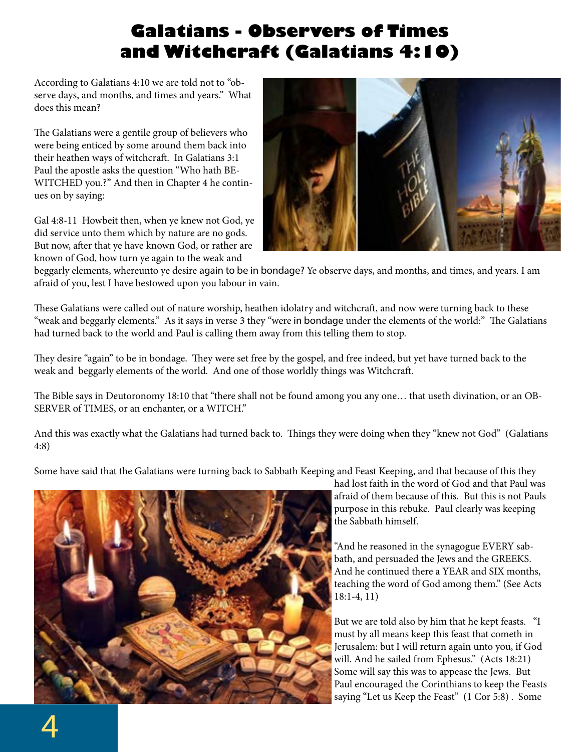# Galatians - Observers of Times and Witchcraft (Galatians 4:10)

According to Galatians 4:10 we are told not to "observe days, and months, and times and years." What does this mean?

The Galatians were a gentile group of believers who were being enticed by some around them back into their heathen ways of witchcraft. In Galatians 3:1 Paul the apostle asks the question "Who hath BEWITCHED you.?" And then in Chapter 4 he continues on by saying:

Gal 4:8-11 Howbeit then, when ye knew not God, ye did service unto them which by nature are no gods. But now, after that ye have known God, or rather are known of God, how turn ye again to the weak and beggarly elements, whereunto ye desire again to be in bondage? Ye observe days, and months, and times, and years. I am afraid of you, lest I have bestowed upon you labour in vain.

These Galatians were called out of nature worship, heathen idolatry and witchcraft, and now were turning back to these "weak and beggarly elements." As it says in verse 3 they "were in bondage under the elements of the world:" The Galatians had turned back to the world and Paul is calling them away from this telling them to stop.

They desire "again" to be in bondage. They were set free by the gospel, and free indeed, but yet have turned back to the weak and beggarly elements of the world. And one of those worldly things was Witchcraft.

The Bible says in Deuteronomy 18:10 that "there shall not be found among you any one… that useth divination, or an OBSERVER of TIMES, or an enchanter, or a WITCH."

And this was exactly what the Galatians had turned back to. Things they were doing when they "knew not God" (Galatians 4:8)

Some have said that the Galatians were turning back to Sabbath Keeping and Feast Keeping, and that because of this they had lost faith in the word of God and that Paul was afraid of them because of this. But this is not Pauls purpose in this rebuke. Paul clearly was keeping the Sabbath himself.

"And he reasoned in the synagogue EVERY sabbath, and persuaded the Jews and the GREEKS. And he continued there a YEAR and SIX months, teaching the word of God among them." (See Acts 18:1-4, 11)

But we are told also by him that he kept feasts. "I must by all means keep this feast that cometh in Jerusalem: but I will return again unto you, if God will. And he sailed from Ephesus." (Acts 18:21) Some will say this was to appease the Jews. But Paul encouraged the Corinthians to keep the Feasts saying "Let us Keep the Feast" (1 Cor 5:8) . Some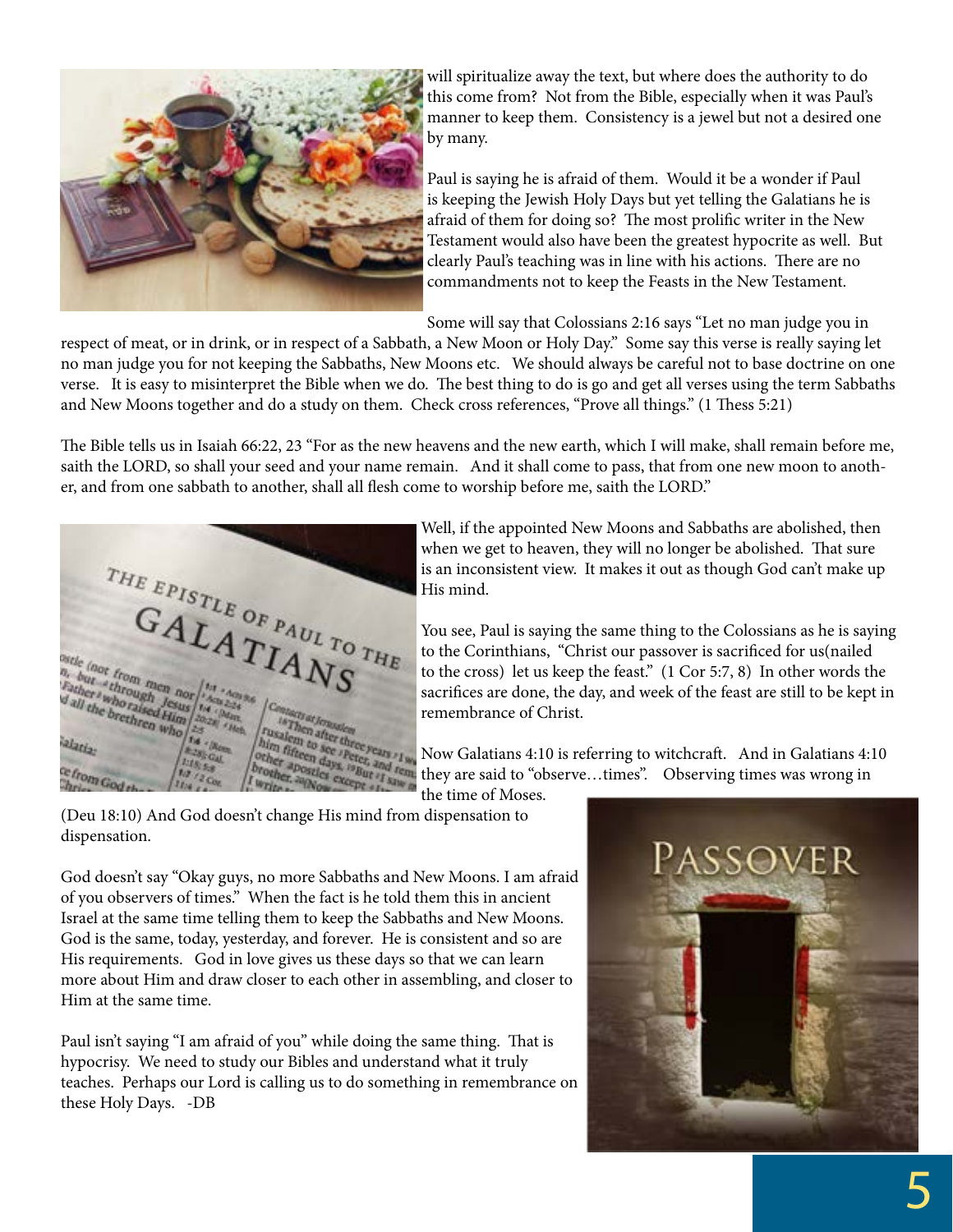will spiritualize away the text, but where does the authority to do this come from? Not from the Bible, especially when it was Paul's manner to keep them. Consistency is a jewel but not a desired one by many.

Paul is saying he is afraid of them. Would it be a wonder if Paul is keeping the Jewish Holy Days but yet telling the Galatians he is afraid of them for doing so? The most prolific writer in the New Testament would also have been the greatest hypocrite as well. But clearly Paul's teaching was in line with his actions. There are no commandments not to keep the Feasts in the New Testament.

Some will say that Colossians 2:16 says "Let no man judge you in respect of meat, or in drink, or in respect of a Sabbath, a New Moon or Holy Day." Some say this verse is really saying let no man judge you for not keeping the Sabbaths, New Moons etc. We should always be careful not to base doctrine on one verse. It is easy to misinterpret the Bible when we do. The best thing to do is go and get all verses using the term Sabbaths and New Moons together and do a study on them. Check cross references, "Prove all things." (1 Thess 5:21)

The Bible tells us in Isaiah 66:22, 23 "For as the new heavens and the new earth, which I will make, shall remain before me, saith the LORD, so shall your seed and your name remain. And it shall come to pass, that from one new moon to another, and from one sabbath to another, shall all flesh come to worship before me, saith the LORD."

Well, if the appointed New Moons and Sabbaths are abolished, then when we get to heaven, they will no longer be abolished. That sure is an inconsistent view. It makes it out as though God can't make up His mind.

You see, Paul is saying the same thing to the Colossians as he is saying to the Corinthians, "Christ our passover is sacrificed for us(nailed to the cross) let us keep the feast." (1 Cor 5:7, 8) In other words the sacrifices are done, the day, and week of the feast are still to be kept in remembrance of Christ.

Now Galatians 4:10 is referring to witchcraft. And in Galatians 4:10 they are said to "observe…times". Observing times was wrong in the time of Moses. (Deu 18:10) And God doesn't change His mind from dispensation to dispensation.

God doesn't say "Okay guys, no more Sabbaths and New Moons. I am afraid of you observers of times." When the fact is he told them this in ancient Israel at the same time telling them to keep the Sabbaths and New Moons. God is the same, today, yesterday, and forever. He is consistent and so are His requirements. God in love gives us these days so that we can learn more about Him and draw closer to each other in assembling, and closer to Him at the same time.

Paul isn't saying "I am afraid of you" while doing the same thing. That is hypocrisy. We need to study our Bibles and understand what it truly teaches. Perhaps our Lord is calling us to do something in remembrance on these Holy Days. -DB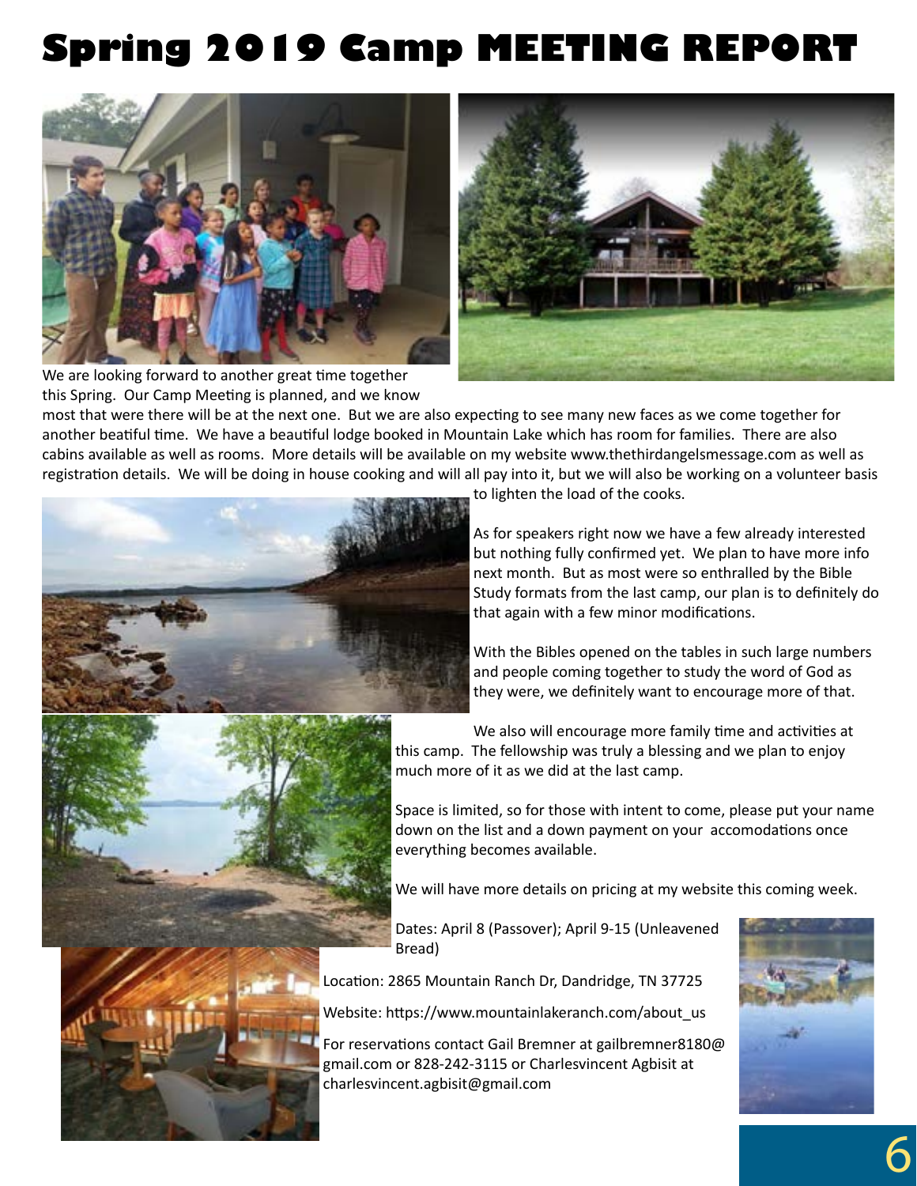# Spring 2019 Camp MEETING REPORT

We are looking forward to another great time together this Spring. Our Camp Meeting is planned, and we know most that were there will be at the next one. But we are also expecting to see many new faces as we come together for another beatiful time. We have a beautiful lodge booked in Mountain Lake which has room for families. There are also cabins available as well as rooms. More details will be available on my website www.thethirdangelsmessage.com as well as registration details. We will be doing in house cooking and will all pay into it, but we will also be working on a volunteer basis to lighten the load of the cooks.

As for speakers right now we have a few already interested but nothing fully confirmed yet. We plan to have more info next month. But as most were so enthralled by the Bible Study formats from the last camp, our plan is to definitely do that again with a few minor modifications.

With the Bibles opened on the tables in such large numbers and people coming together to study the word of God as they were, we definitely want to encourage more of that.

We also will encourage more family time and activities at this camp. The fellowship was truly a blessing and we plan to enjoy much more of it as we did at the last camp.

Space is limited, so for those with intent to come, please put your name down on the list and a down payment on your accomodations once everything becomes available.

We will have more details on pricing at my website this coming week.

Dates: April 8 (Passover); April 9-15 (Unleavened Bread)

Location: 2865 Mountain Ranch Dr, Dandridge, TN 37725

Website: https://www.mountainlakeranch.com/about_us

For reservations contact Gail Bremner at gailbremner8180@gmail.com or 828-242-3115 or Charlesvincent Agbisit at charlesvincent.agbisit@gmail.com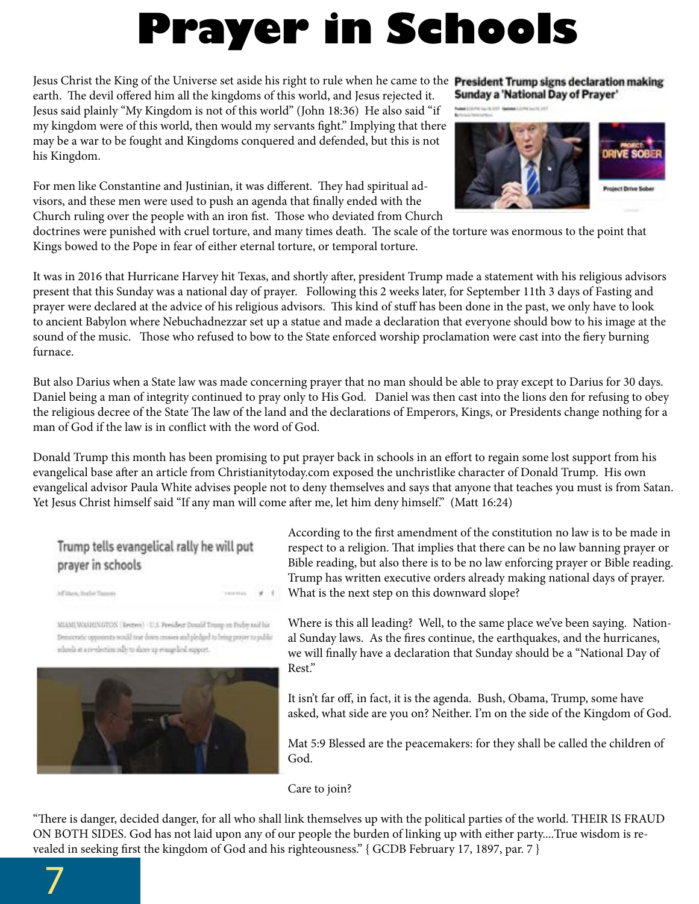# Prayer in Schools

Jesus Christ the King of the Universe set aside his right to rule when he came to the earth. The devil offered him all the kingdoms of this world, and Jesus rejected it. Jesus said plainly "My Kingdom is not of this world" (John 18:36) He also said "if my kingdom were of this world, then would my servants fight." Implying that there may be a war to be fought and Kingdoms conquered and defended, but this is not his Kingdom.

For men like Constantine and Justinian, it was different. They had spiritual advisors, and these men were used to push an agenda that finally ended with the Church ruling over the people with an iron fist. Those who deviated from Church doctrines were punished with cruel torture, and many times death. The scale of the torture was enormous to the point that Kings bowed to the Pope in fear of either eternal torture, or temporal torture.

**President Trump signs declaration making Sunday a 'National Day of Prayer'**

It was in 2016 that Hurricane Harvey hit Texas, and shortly after, president Trump made a statement with his religious advisors present that this Sunday was a national day of prayer. Following this 2 weeks later, for September 11th 3 days of Fasting and prayer were declared at the advice of his religious advisors. This kind of stuff has been done in the past, we only have to look to ancient Babylon where Nebuchadnezzar set up a statue and made a declaration that everyone should bow to his image at the sound of the music. Those who refused to bow to the State enforced worship proclamation were cast into the fiery burning furnace.

But also Darius when a State law was made concerning prayer that no man should be able to pray except to Darius for 30 days. Daniel being a man of integrity continued to pray only to His God. Daniel was then cast into the lions den for refusing to obey the religious decree of the State The law of the land and the declarations of Emperors, Kings, or Presidents change nothing for a man of God if the law is in conflict with the word of God.

Donald Trump this month has been promising to put prayer back in schools in an effort to regain some lost support from his evangelical base after an article from Christianitytoday.com exposed the unchristlike character of Donald Trump. His own evangelical advisor Paula White advises people not to deny themselves and says that anyone that teaches you must is from Satan. Yet Jesus Christ himself said "If any man will come after me, let him deny himself." (Matt 16:24)

**Trump tells evangelical rally he will put prayer in schools**

MIAMI/WASHINGTON (Reuters) - U.S. President Donald Trump on Friday said his Democratic opponents would tear down crosses and pledged to bring prayer to public schools at a re-election rally to shore up evangelical support.

According to the first amendment of the constitution no law is to be made in respect to a religion. That implies that there can be no law banning prayer or Bible reading, but also there is to be no law enforcing prayer or Bible reading. Trump has written executive orders already making national days of prayer. What is the next step on this downward slope?

Where is this all leading? Well, to the same place we've been saying. National Sunday laws. As the fires continue, the earthquakes, and the hurricanes, we will finally have a declaration that Sunday should be a "National Day of Rest."

It isn't far off, in fact, it is the agenda. Bush, Obama, Trump, some have asked, what side are you on? Neither. I'm on the side of the Kingdom of God.

Mat 5:9 Blessed are the peacemakers: for they shall be called the children of God.

Care to join?

"There is danger, decided danger, for all who shall link themselves up with the political parties of the world. THEIR IS FRAUD ON BOTH SIDES. God has not laid upon any of our people the burden of linking up with either party....True wisdom is revealed in seeking first the kingdom of God and his righteousness." { GCDB February 17, 1897, par. 7 }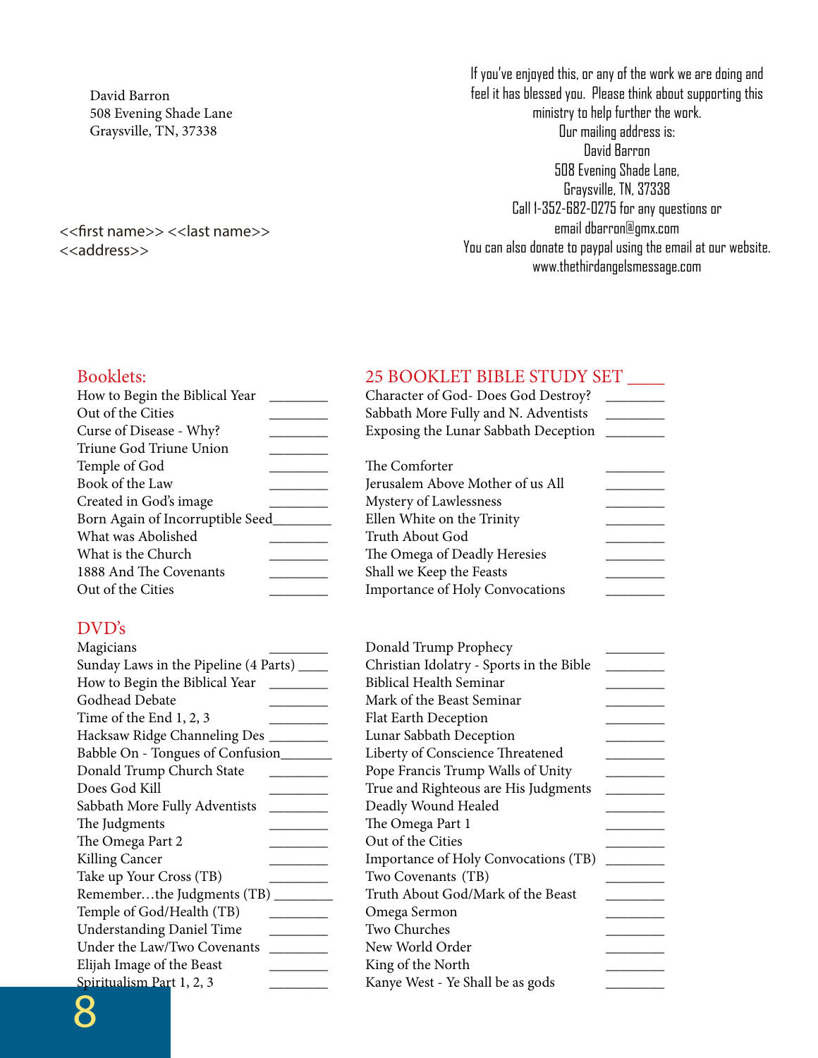David Barron
508 Evening Shade Lane
Graysville, TN, 37338

<<first name>> <<last name>>
<<address>>

If you've enjoyed this, or any of the work we are doing and feel it has blessed you. Please think about supporting this ministry to help further the work.
Our mailing address is:
David Barron
508 Evening Shade Lane,
Graysville, TN, 37338
Call 1-352-682-0275 for any questions or email dbarron@gmx.com
You can also donate to paypal using the email at our website.
www.thethirdangelsmessage.com

## Booklets:

How to Begin the Biblical Year ________
Out of the Cities ________
Curse of Disease - Why? ________
Triune God Triune Union ________
Temple of God ________
Book of the Law ________
Created in God's image ________
Born Again of Incorruptible Seed________
What was Abolished ________
What is the Church ________
1888 And The Covenants ________
Out of the Cities ________

## 25 BOOKLET BIBLE STUDY SET ____

Character of God- Does God Destroy? ________
Sabbath More Fully and N. Adventists ________
Exposing the Lunar Sabbath Deception ________

The Comforter ________
Jerusalem Above Mother of us All ________
Mystery of Lawlessness ________
Ellen White on the Trinity ________
Truth About God ________
The Omega of Deadly Heresies ________
Shall we Keep the Feasts ________
Importance of Holy Convocations ________

## DVD's

Magicians ________
Sunday Laws in the Pipeline (4 Parts) ____
How to Begin the Biblical Year ________
Godhead Debate ________
Time of the End 1, 2, 3 ________
Hacksaw Ridge Channeling Des ________
Babble On - Tongues of Confusion_______
Donald Trump Church State ________
Does God Kill ________
Sabbath More Fully Adventists ________
The Judgments ________
The Omega Part 2 ________
Killing Cancer ________
Take up Your Cross (TB) ________
Remember…the Judgments (TB) ________
Temple of God/Health (TB) ________
Understanding Daniel Time ________
Under the Law/Two Covenants ________
Elijah Image of the Beast ________
Spiritualism Part 1, 2, 3 ________

Donald Trump Prophecy ________
Christian Idolatry - Sports in the Bible ________
Biblical Health Seminar ________
Mark of the Beast Seminar ________
Flat Earth Deception ________
Lunar Sabbath Deception ________
Liberty of Conscience Threatened ________
Pope Francis Trump Walls of Unity ________
True and Righteous are His Judgments ________
Deadly Wound Healed ________
The Omega Part 1 ________
Out of the Cities ________
Importance of Holy Convocations (TB) ________
Two Covenants (TB) ________
Truth About God/Mark of the Beast ________
Omega Sermon ________
Two Churches ________
New World Order ________
King of the North ________
Kanye West - Ye Shall be as gods ________